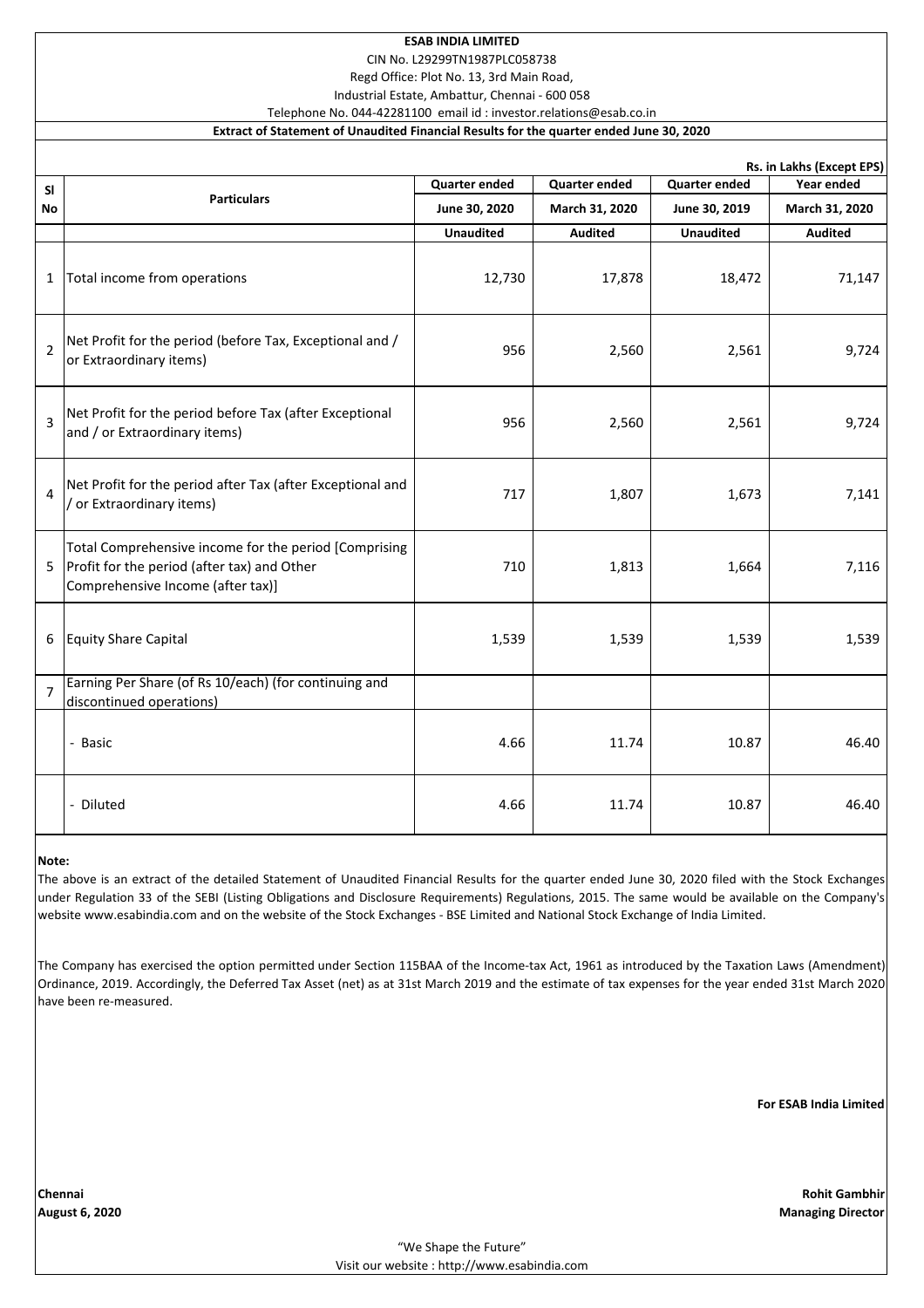**ESAB INDIA LIMITED**

CIN No. L29299TN1987PLC058738

Regd Office: Plot No. 13, 3rd Main Road,

Industrial Estate, Ambattur, Chennai - 600 058

Telephone No. 044-42281100 email id : investor.relations@esab.co.in

**Extract of Statement of Unaudited Financial Results for the quarter ended June 30, 2020**

**Rs. in Lakhs (Except EPS)**

| Sl No | Particulars | Quarter ended June 30, 2020 | Quarter ended March 31, 2020 | Quarter ended June 30, 2019 | Year ended March 31, 2020 |
|---|---|---|---|---|---|
| | | Unaudited | Audited | Unaudited | Audited |
| 1 | Total income from operations | 12,730 | 17,878 | 18,472 | 71,147 |
| 2 | Net Profit for the period (before Tax, Exceptional and / or Extraordinary items) | 956 | 2,560 | 2,561 | 9,724 |
| 3 | Net Profit for the period before Tax (after Exceptional and / or Extraordinary items) | 956 | 2,560 | 2,561 | 9,724 |
| 4 | Net Profit for the period after Tax (after Exceptional and / or Extraordinary items) | 717 | 1,807 | 1,673 | 7,141 |
| 5 | Total Comprehensive income for the period [Comprising Profit for the period (after tax) and Other Comprehensive Income (after tax)] | 710 | 1,813 | 1,664 | 7,116 |
| 6 | Equity Share Capital | 1,539 | 1,539 | 1,539 | 1,539 |
| 7 | Earning Per Share (of Rs 10/each) (for continuing and discontinued operations) | | | | |
| | - Basic | 4.66 | 11.74 | 10.87 | 46.40 |
| | - Diluted | 4.66 | 11.74 | 10.87 | 46.40 |

**Note:**

The above is an extract of the detailed Statement of Unaudited Financial Results for the quarter ended June 30, 2020 filed with the Stock Exchanges under Regulation 33 of the SEBI (Listing Obligations and Disclosure Requirements) Regulations, 2015. The same would be available on the Company's website www.esabindia.com and on the website of the Stock Exchanges - BSE Limited and National Stock Exchange of India Limited.

The Company has exercised the option permitted under Section 115BAA of the Income-tax Act, 1961 as introduced by the Taxation Laws (Amendment) Ordinance, 2019. Accordingly, the Deferred Tax Asset (net) as at 31st March 2019 and the estimate of tax expenses for the year ended 31st March 2020 have been re-measured.

**For ESAB India Limited**

**Chennai**
**August 6, 2020**

**Rohit Gambhir**
**Managing Director**

"We Shape the Future"

Visit our website : http://www.esabindia.com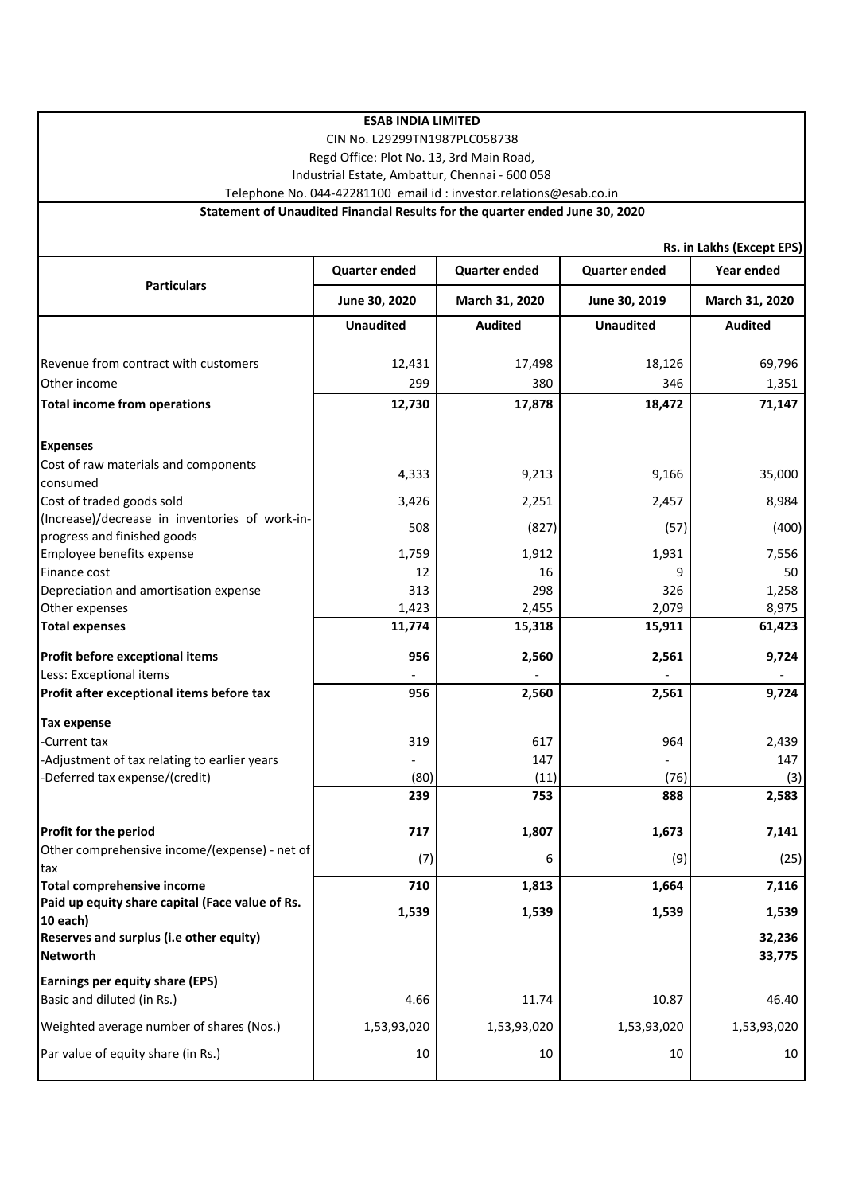**ESAB INDIA LIMITED**

CIN No. L29299TN1987PLC058738

Regd Office: Plot No. 13, 3rd Main Road,

Industrial Estate, Ambattur, Chennai - 600 058

Telephone No. 044-42281100 email id : investor.relations@esab.co.in

**Statement of Unaudited Financial Results for the quarter ended June 30, 2020**

**Rs. in Lakhs (Except EPS)**

| Particulars | Quarter ended | Quarter ended | Quarter ended | Year ended |
|---|---|---|---|---|
| | June 30, 2020 | March 31, 2020 | June 30, 2019 | March 31, 2020 |
| | Unaudited | Audited | Unaudited | Audited |
| Revenue from contract with customers | 12,431 | 17,498 | 18,126 | 69,796 |
| Other income | 299 | 380 | 346 | 1,351 |
| **Total income from operations** | **12,730** | **17,878** | **18,472** | **71,147** |
| **Expenses** | | | | |
| Cost of raw materials and components consumed | 4,333 | 9,213 | 9,166 | 35,000 |
| Cost of traded goods sold | 3,426 | 2,251 | 2,457 | 8,984 |
| (Increase)/decrease in inventories of work-in-progress and finished goods | 508 | (827) | (57) | (400) |
| Employee benefits expense | 1,759 | 1,912 | 1,931 | 7,556 |
| Finance cost | 12 | 16 | 9 | 50 |
| Depreciation and amortisation expense | 313 | 298 | 326 | 1,258 |
| Other expenses | 1,423 | 2,455 | 2,079 | 8,975 |
| **Total expenses** | **11,774** | **15,318** | **15,911** | **61,423** |
| **Profit before exceptional items** | **956** | **2,560** | **2,561** | **9,724** |
| Less: Exceptional items | - | - | - | - |
| **Profit after exceptional items before tax** | **956** | **2,560** | **2,561** | **9,724** |
| **Tax expense** | | | | |
| -Current tax | 319 | 617 | 964 | 2,439 |
| -Adjustment of tax relating to earlier years | - | 147 | - | 147 |
| -Deferred tax expense/(credit) | (80) | (11) | (76) | (3) |
| | **239** | **753** | **888** | **2,583** |
| **Profit for the period** | **717** | **1,807** | **1,673** | **7,141** |
| Other comprehensive income/(expense) - net of tax | (7) | 6 | (9) | (25) |
| **Total comprehensive income** | **710** | **1,813** | **1,664** | **7,116** |
| **Paid up equity share capital (Face value of Rs. 10 each)** | **1,539** | **1,539** | **1,539** | **1,539** |
| **Reserves and surplus (i.e other equity)** | | | | **32,236** |
| **Networth** | | | | **33,775** |
| **Earnings per equity share (EPS)** | | | | |
| Basic and diluted (in Rs.) | 4.66 | 11.74 | 10.87 | 46.40 |
| Weighted average number of shares (Nos.) | 1,53,93,020 | 1,53,93,020 | 1,53,93,020 | 1,53,93,020 |
| Par value of equity share (in Rs.) | 10 | 10 | 10 | 10 |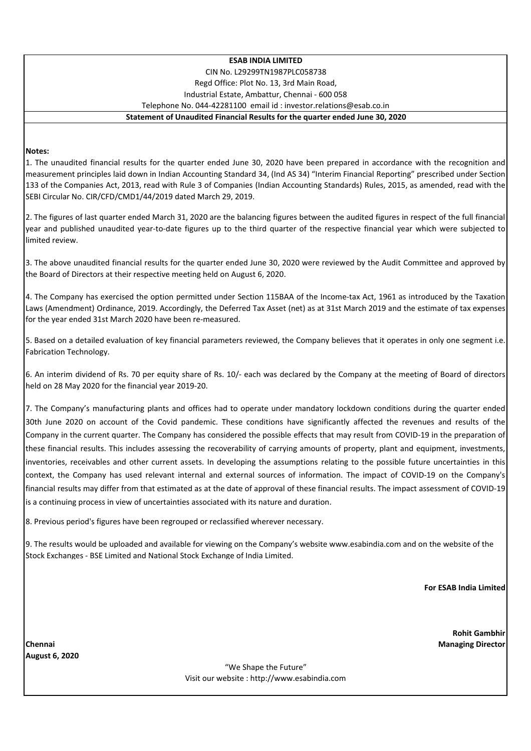**ESAB INDIA LIMITED**

CIN No. L29299TN1987PLC058738

Regd Office: Plot No. 13, 3rd Main Road,

Industrial Estate, Ambattur, Chennai - 600 058

Telephone No. 044-42281100 email id : investor.relations@esab.co.in

**Statement of Unaudited Financial Results for the quarter ended June 30, 2020**

**Notes:**

1. The unaudited financial results for the quarter ended June 30, 2020 have been prepared in accordance with the recognition and measurement principles laid down in Indian Accounting Standard 34, (Ind AS 34) "Interim Financial Reporting" prescribed under Section 133 of the Companies Act, 2013, read with Rule 3 of Companies (Indian Accounting Standards) Rules, 2015, as amended, read with the SEBI Circular No. CIR/CFD/CMD1/44/2019 dated March 29, 2019.

2. The figures of last quarter ended March 31, 2020 are the balancing figures between the audited figures in respect of the full financial year and published unaudited year-to-date figures up to the third quarter of the respective financial year which were subjected to limited review.

3. The above unaudited financial results for the quarter ended June 30, 2020 were reviewed by the Audit Committee and approved by the Board of Directors at their respective meeting held on August 6, 2020.

4. The Company has exercised the option permitted under Section 115BAA of the Income-tax Act, 1961 as introduced by the Taxation Laws (Amendment) Ordinance, 2019. Accordingly, the Deferred Tax Asset (net) as at 31st March 2019 and the estimate of tax expenses for the year ended 31st March 2020 have been re-measured.

5. Based on a detailed evaluation of key financial parameters reviewed, the Company believes that it operates in only one segment i.e. Fabrication Technology.

6. An interim dividend of Rs. 70 per equity share of Rs. 10/- each was declared by the Company at the meeting of Board of directors held on 28 May 2020 for the financial year 2019-20.

7. The Company's manufacturing plants and offices had to operate under mandatory lockdown conditions during the quarter ended 30th June 2020 on account of the Covid pandemic. These conditions have significantly affected the revenues and results of the Company in the current quarter. The Company has considered the possible effects that may result from COVID-19 in the preparation of these financial results. This includes assessing the recoverability of carrying amounts of property, plant and equipment, investments, inventories, receivables and other current assets. In developing the assumptions relating to the possible future uncertainties in this context, the Company has used relevant internal and external sources of information. The impact of COVID-19 on the Company's financial results may differ from that estimated as at the date of approval of these financial results. The impact assessment of COVID-19 is a continuing process in view of uncertainties associated with its nature and duration.

8. Previous period's figures have been regrouped or reclassified wherever necessary.

9. The results would be uploaded and available for viewing on the Company's website www.esabindia.com and on the website of the Stock Exchanges - BSE Limited and National Stock Exchange of India Limited.

**For ESAB India Limited**

**Rohit Gambhir**
**Managing Director**

**Chennai**
**August 6, 2020**

"We Shape the Future"
Visit our website : http://www.esabindia.com